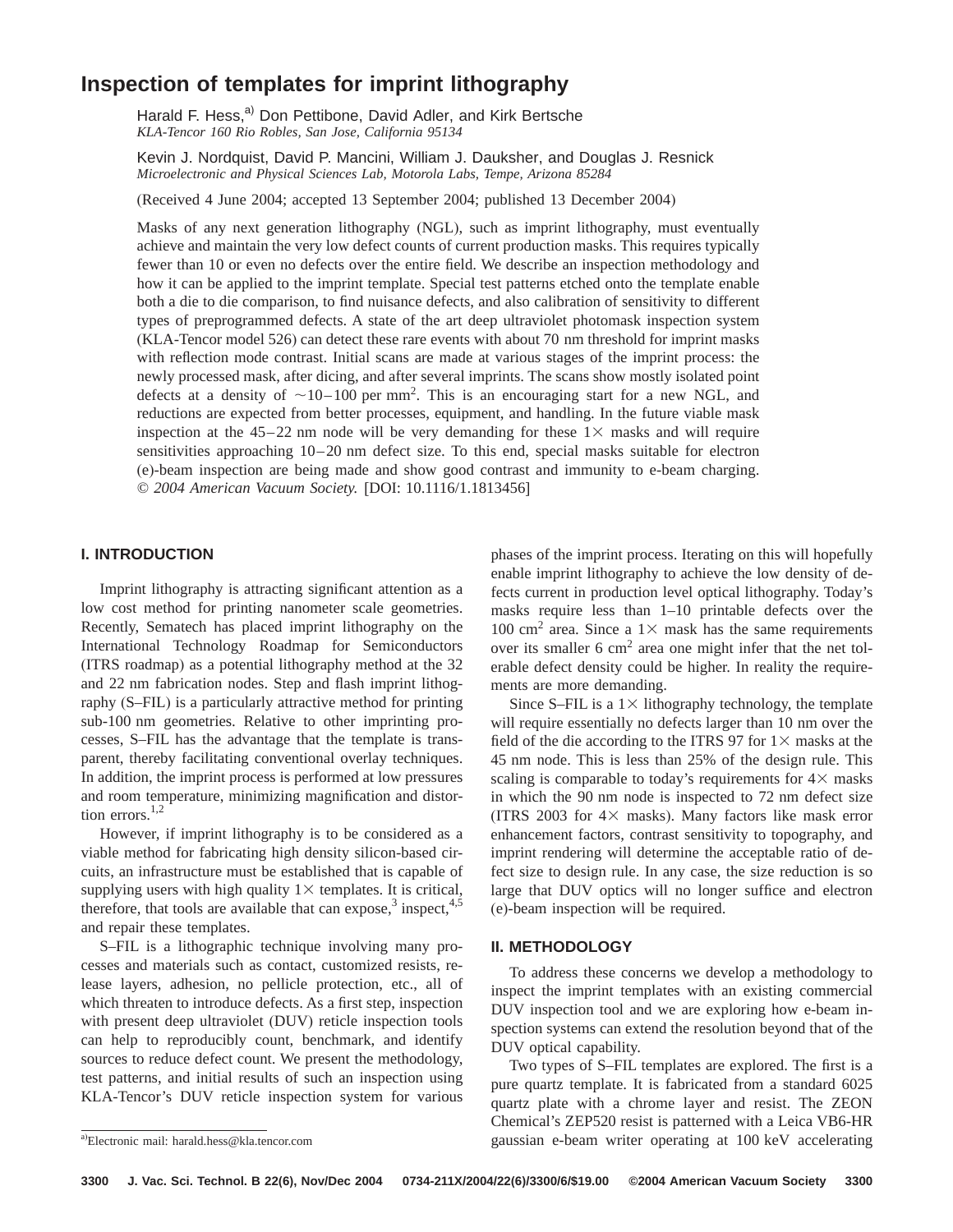# Inspection of templates for imprint lithography

Harald F. Hess,[a] Don Pettibone, David Adler, and Kirk Bertsche
*KLA-Tencor 160 Rio Robles, San Jose, California 95134*

Kevin J. Nordquist, David P. Mancini, William J. Dauksher, and Douglas J. Resnick
*Microelectronic and Physical Sciences Lab, Motorola Labs, Tempe, Arizona 85284*

(Received 4 June 2004; accepted 13 September 2004; published 13 December 2004)

Masks of any next generation lithography (NGL), such as imprint lithography, must eventually achieve and maintain the very low defect counts of current production masks. This requires typically fewer than 10 or even no defects over the entire field. We describe an inspection methodology and how it can be applied to the imprint template. Special test patterns etched onto the template enable both a die to die comparison, to find nuisance defects, and also calibration of sensitivity to different types of preprogrammed defects. A state of the art deep ultraviolet photomask inspection system (KLA-Tencor model 526) can detect these rare events with about 70 nm threshold for imprint masks with reflection mode contrast. Initial scans are made at various stages of the imprint process: the newly processed mask, after dicing, and after several imprints. The scans show mostly isolated point defects at a density of $\sim$10–100 per mm$^2$. This is an encouraging start for a new NGL, and reductions are expected from better processes, equipment, and handling. In the future viable mask inspection at the 45–22 nm node will be very demanding for these 1$\times$ masks and will require sensitivities approaching 10–20 nm defect size. To this end, special masks suitable for electron (e)-beam inspection are being made and show good contrast and immunity to e-beam charging. © *2004 American Vacuum Society.* [DOI: 10.1116/1.1813456]

## I. INTRODUCTION

Imprint lithography is attracting significant attention as a low cost method for printing nanometer scale geometries. Recently, Sematech has placed imprint lithography on the International Technology Roadmap for Semiconductors (ITRS roadmap) as a potential lithography method at the 32 and 22 nm fabrication nodes. Step and flash imprint lithography (S–FIL) is a particularly attractive method for printing sub-100 nm geometries. Relative to other imprinting processes, S–FIL has the advantage that the template is transparent, thereby facilitating conventional overlay techniques. In addition, the imprint process is performed at low pressures and room temperature, minimizing magnification and distortion errors.[1,2]

However, if imprint lithography is to be considered as a viable method for fabricating high density silicon-based circuits, an infrastructure must be established that is capable of supplying users with high quality 1$\times$ templates. It is critical, therefore, that tools are available that can expose,[3] inspect,[4,5] and repair these templates.

S–FIL is a lithographic technique involving many processes and materials such as contact, customized resists, release layers, adhesion, no pellicle protection, etc., all of which threaten to introduce defects. As a first step, inspection with present deep ultraviolet (DUV) reticle inspection tools can help to reproducibly count, benchmark, and identify sources to reduce defect count. We present the methodology, test patterns, and initial results of such an inspection using KLA-Tencor's DUV reticle inspection system for various phases of the imprint process. Iterating on this will hopefully enable imprint lithography to achieve the low density of defects current in production level optical lithography. Today's masks require less than 1–10 printable defects over the 100 cm$^2$ area. Since a 1$\times$ mask has the same requirements over its smaller 6 cm$^2$ area one might infer that the net tolerable defect density could be higher. In reality the requirements are more demanding.

Since S–FIL is a 1$\times$ lithography technology, the template will require essentially no defects larger than 10 nm over the field of the die according to the ITRS 97 for 1$\times$ masks at the 45 nm node. This is less than 25% of the design rule. This scaling is comparable to today's requirements for 4$\times$ masks in which the 90 nm node is inspected to 72 nm defect size (ITRS 2003 for 4$\times$ masks). Many factors like mask error enhancement factors, contrast sensitivity to topography, and imprint rendering will determine the acceptable ratio of defect size to design rule. In any case, the size reduction is so large that DUV optics will no longer suffice and electron (e)-beam inspection will be required.

## II. METHODOLOGY

To address these concerns we develop a methodology to inspect the imprint templates with an existing commercial DUV inspection tool and we are exploring how e-beam inspection systems can extend the resolution beyond that of the DUV optical capability.

Two types of S–FIL templates are explored. The first is a pure quartz template. It is fabricated from a standard 6025 quartz plate with a chrome layer and resist. The ZEON Chemical's ZEP520 resist is patterned with a Leica VB6-HR gaussian e-beam writer operating at 100 keV accelerating

[a]Electronic mail: harald.hess@kla.tencor.com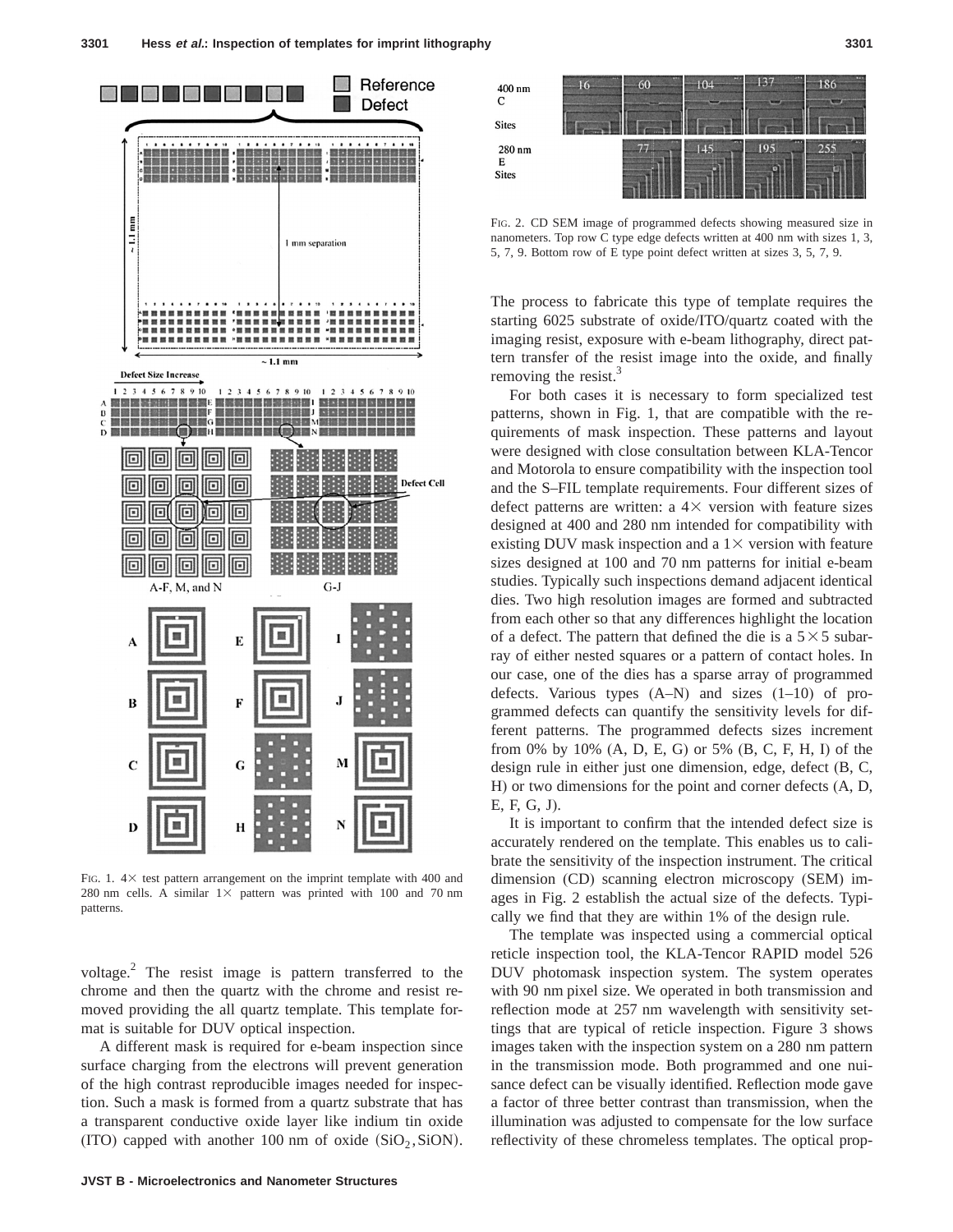FIG. 1. 4× test pattern arrangement on the imprint template with 400 and 280 nm cells. A similar 1× pattern was printed with 100 and 70 nm patterns.

voltage.[2] The resist image is pattern transferred to the chrome and then the quartz with the chrome and resist removed providing the all quartz template. This template format is suitable for DUV optical inspection.

A different mask is required for e-beam inspection since surface charging from the electrons will prevent generation of the high contrast reproducible images needed for inspection. Such a mask is formed from a quartz substrate that has a transparent conductive oxide layer like indium tin oxide (ITO) capped with another 100 nm of oxide ($SiO_2$, SiON). The process to fabricate this type of template requires the starting 6025 substrate of oxide/ITO/quartz coated with the imaging resist, exposure with e-beam lithography, direct pattern transfer of the resist image into the oxide, and finally removing the resist.[3]

For both cases it is necessary to form specialized test patterns, shown in Fig. 1, that are compatible with the requirements of mask inspection. These patterns and layout were designed with close consultation between KLA-Tencor and Motorola to ensure compatibility with the inspection tool and the S–FIL template requirements. Four different sizes of defect patterns are written: a 4× version with feature sizes designed at 400 and 280 nm intended for compatibility with existing DUV mask inspection and a 1× version with feature sizes designed at 100 and 70 nm patterns for initial e-beam studies. Typically such inspections demand adjacent identical dies. Two high resolution images are formed and subtracted from each other so that any differences highlight the location of a defect. The pattern that defined the die is a 5×5 subarray of either nested squares or a pattern of contact holes. In our case, one of the dies has a sparse array of programmed defects. Various types (A–N) and sizes (1–10) of programmed defects can quantify the sensitivity levels for different patterns. The programmed defects sizes increment from 0% by 10% (A, D, E, G) or 5% (B, C, F, H, I) of the design rule in either just one dimension, edge, defect (B, C, H) or two dimensions for the point and corner defects (A, D, E, F, G, J).

FIG. 2. CD SEM image of programmed defects showing measured size in nanometers. Top row C type edge defects written at 400 nm with sizes 1, 3, 5, 7, 9. Bottom row of E type point defect written at sizes 3, 5, 7, 9.

It is important to confirm that the intended defect size is accurately rendered on the template. This enables us to calibrate the sensitivity of the inspection instrument. The critical dimension (CD) scanning electron microscopy (SEM) images in Fig. 2 establish the actual size of the defects. Typically we find that they are within 1% of the design rule.

The template was inspected using a commercial optical reticle inspection tool, the KLA-Tencor RAPID model 526 DUV photomask inspection system. The system operates with 90 nm pixel size. We operated in both transmission and reflection mode at 257 nm wavelength with sensitivity settings that are typical of reticle inspection. Figure 3 shows images taken with the inspection system on a 280 nm pattern in the transmission mode. Both programmed and one nuisance defect can be visually identified. Reflection mode gave a factor of three better contrast than transmission, when the illumination was adjusted to compensate for the low surface reflectivity of these chromeless templates. The optical prop-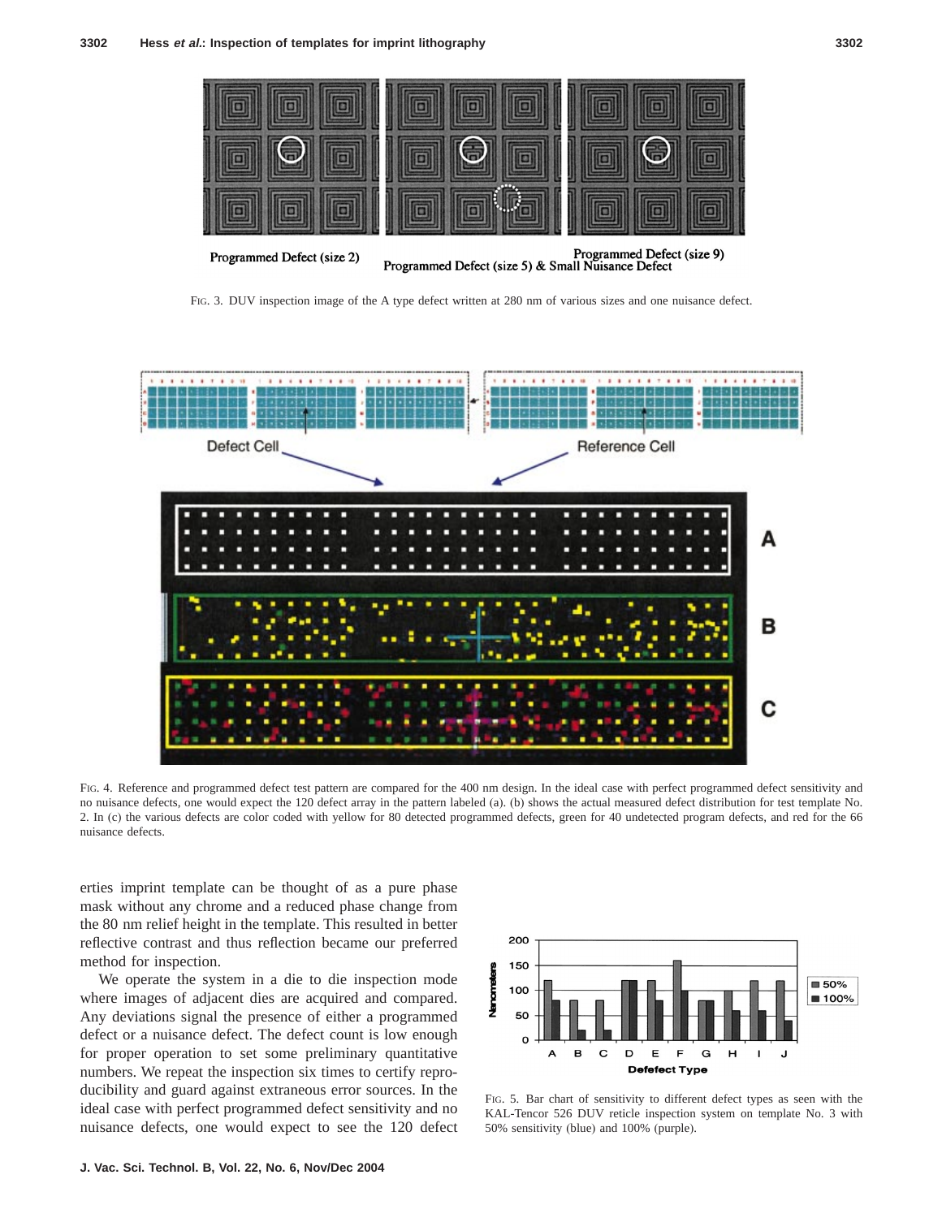Programmed Defect (size 2)

Programmed Defect (size 5) & Small Nuisance Defect

Programmed Defect (size 9)

FIG. 3. DUV inspection image of the A type defect written at 280 nm of various sizes and one nuisance defect.

FIG. 4. Reference and programmed defect test pattern are compared for the 400 nm design. In the ideal case with perfect programmed defect sensitivity and no nuisance defects, one would expect the 120 defect array in the pattern labeled (a). (b) shows the actual measured defect distribution for test template No. 2. In (c) the various defects are color coded with yellow for 80 detected programmed defects, green for 40 undetected program defects, and red for the 66 nuisance defects.

erties imprint template can be thought of as a pure phase mask without any chrome and a reduced phase change from the 80 nm relief height in the template. This resulted in better reflective contrast and thus reflection became our preferred method for inspection.

We operate the system in a die to die inspection mode where images of adjacent dies are acquired and compared. Any deviations signal the presence of either a programmed defect or a nuisance defect. The defect count is low enough for proper operation to set some preliminary quantitative numbers. We repeat the inspection six times to certify reproducibility and guard against extraneous error sources. In the ideal case with perfect programmed defect sensitivity and no nuisance defects, one would expect to see the 120 defect

FIG. 5. Bar chart of sensitivity to different defect types as seen with the KAL-Tencor 526 DUV reticle inspection system on template No. 3 with 50% sensitivity (blue) and 100% (purple).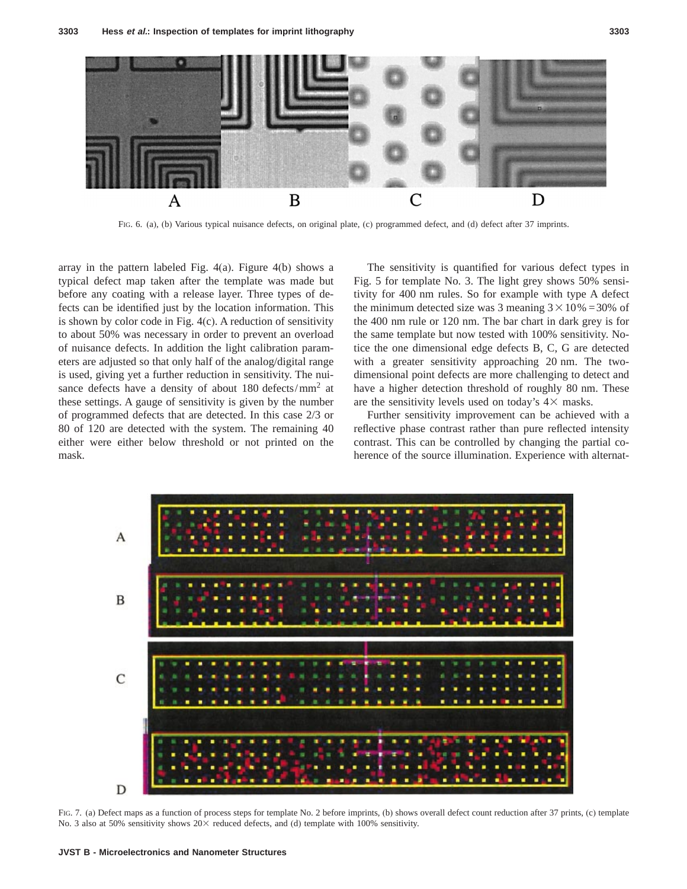FIG. 6. (a), (b) Various typical nuisance defects, on original plate, (c) programmed defect, and (d) defect after 37 imprints.

array in the pattern labeled Fig. 4(a). Figure 4(b) shows a typical defect map taken after the template was made but before any coating with a release layer. Three types of defects can be identified just by the location information. This is shown by color code in Fig. 4(c). A reduction of sensitivity to about 50% was necessary in order to prevent an overload of nuisance defects. In addition the light calibration parameters are adjusted so that only half of the analog/digital range is used, giving yet a further reduction in sensitivity. The nuisance defects have a density of about 180 defects/mm$^2$ at these settings. A gauge of sensitivity is given by the number of programmed defects that are detected. In this case 2/3 or 80 of 120 are detected with the system. The remaining 40 either were either below threshold or not printed on the mask.

The sensitivity is quantified for various defect types in Fig. 5 for template No. 3. The light grey shows 50% sensitivity for 400 nm rules. So for example with type A defect the minimum detected size was 3 meaning $3 \times 10\% = 30\%$ of the 400 nm rule or 120 nm. The bar chart in dark grey is for the same template but now tested with 100% sensitivity. Notice the one dimensional edge defects B, C, G are detected with a greater sensitivity approaching 20 nm. The two-dimensional point defects are more challenging to detect and have a higher detection threshold of roughly 80 nm. These are the sensitivity levels used on today's 4× masks.

Further sensitivity improvement can be achieved with a reflective phase contrast rather than pure reflected intensity contrast. This can be controlled by changing the partial coherence of the source illumination. Experience with alternat-

FIG. 7. (a) Defect maps as a function of process steps for template No. 2 before imprints, (b) shows overall defect count reduction after 37 prints, (c) template No. 3 also at 50% sensitivity shows 20× reduced defects, and (d) template with 100% sensitivity.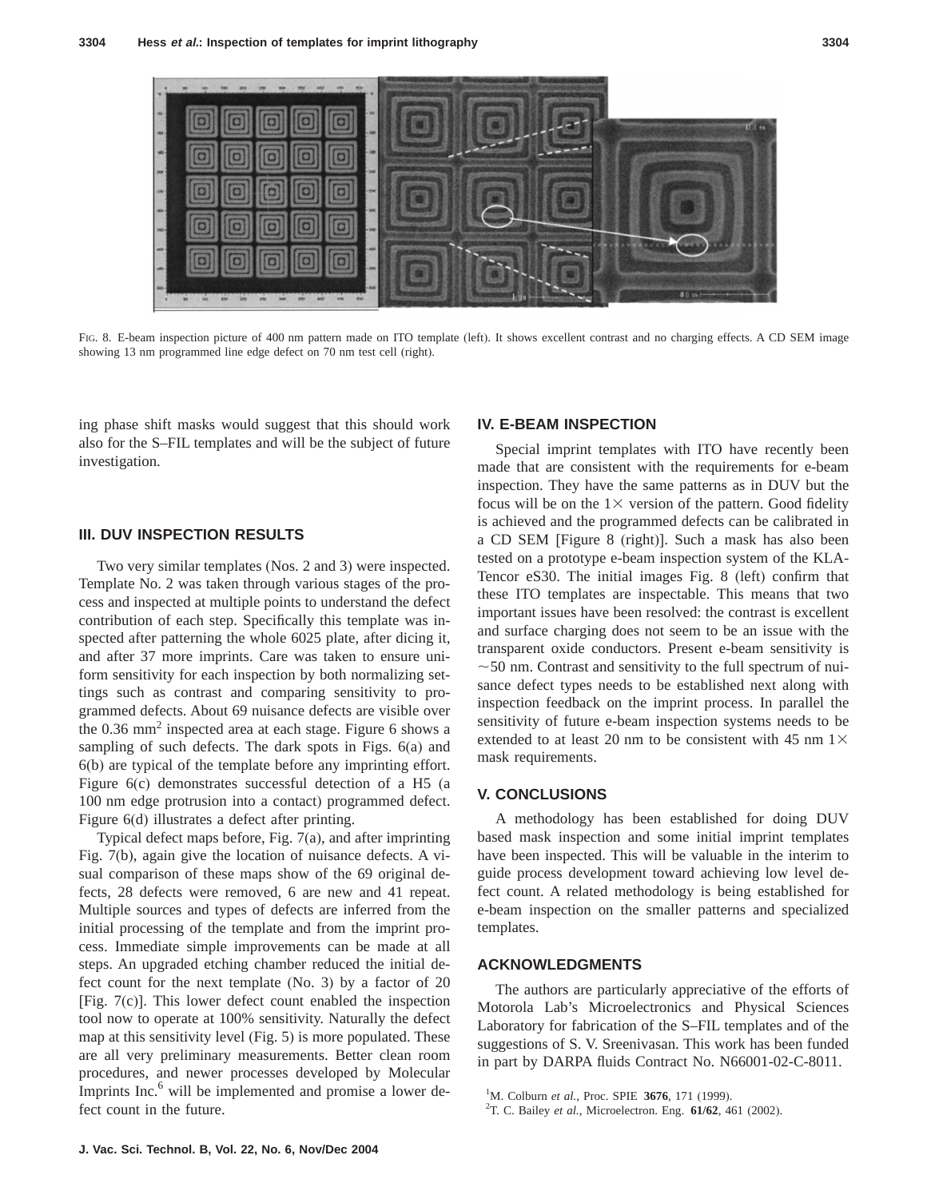FIG. 8. E-beam inspection picture of 400 nm pattern made on ITO template (left). It shows excellent contrast and no charging effects. A CD SEM image showing 13 nm programmed line edge defect on 70 nm test cell (right).

ing phase shift masks would suggest that this should work also for the S–FIL templates and will be the subject of future investigation.

## III. DUV INSPECTION RESULTS

Two very similar templates (Nos. 2 and 3) were inspected. Template No. 2 was taken through various stages of the process and inspected at multiple points to understand the defect contribution of each step. Specifically this template was inspected after patterning the whole 6025 plate, after dicing it, and after 37 more imprints. Care was taken to ensure uniform sensitivity for each inspection by both normalizing settings such as contrast and comparing sensitivity to programmed defects. About 69 nuisance defects are visible over the 0.36 $mm^2$ inspected area at each stage. Figure 6 shows a sampling of such defects. The dark spots in Figs. 6(a) and 6(b) are typical of the template before any imprinting effort. Figure 6(c) demonstrates successful detection of a H5 (a 100 nm edge protrusion into a contact) programmed defect. Figure 6(d) illustrates a defect after printing.

Typical defect maps before, Fig. 7(a), and after imprinting Fig. 7(b), again give the location of nuisance defects. A visual comparison of these maps show of the 69 original defects, 28 defects were removed, 6 are new and 41 repeat. Multiple sources and types of defects are inferred from the initial processing of the template and from the imprint process. Immediate simple improvements can be made at all steps. An upgraded etching chamber reduced the initial defect count for the next template (No. 3) by a factor of 20 [Fig. 7(c)]. This lower defect count enabled the inspection tool now to operate at 100% sensitivity. Naturally the defect map at this sensitivity level (Fig. 5) is more populated. These are all very preliminary measurements. Better clean room procedures, and newer processes developed by Molecular Imprints Inc.[6] will be implemented and promise a lower defect count in the future.

## IV. E-BEAM INSPECTION

Special imprint templates with ITO have recently been made that are consistent with the requirements for e-beam inspection. They have the same patterns as in DUV but the focus will be on the 1× version of the pattern. Good fidelity is achieved and the programmed defects can be calibrated in a CD SEM [Figure 8 (right)]. Such a mask has also been tested on a prototype e-beam inspection system of the KLA-Tencor eS30. The initial images Fig. 8 (left) confirm that these ITO templates are inspectable. This means that two important issues have been resolved: the contrast is excellent and surface charging does not seem to be an issue with the transparent oxide conductors. Present e-beam sensitivity is ~50 nm. Contrast and sensitivity to the full spectrum of nuisance defect types needs to be established next along with inspection feedback on the imprint process. In parallel the sensitivity of future e-beam inspection systems needs to be extended to at least 20 nm to be consistent with 45 nm 1× mask requirements.

## V. CONCLUSIONS

A methodology has been established for doing DUV based mask inspection and some initial imprint templates have been inspected. This will be valuable in the interim to guide process development toward achieving low level defect count. A related methodology is being established for e-beam inspection on the smaller patterns and specialized templates.

## ACKNOWLEDGMENTS

The authors are particularly appreciative of the efforts of Motorola Lab's Microelectronics and Physical Sciences Laboratory for fabrication of the S–FIL templates and of the suggestions of S. V. Sreenivasan. This work has been funded in part by DARPA fluids Contract No. N66001-02-C-8011.

[1] M. Colburn *et al.*, Proc. SPIE **3676**, 171 (1999).

[2] T. C. Bailey *et al.*, Microelectron. Eng. **61/62**, 461 (2002).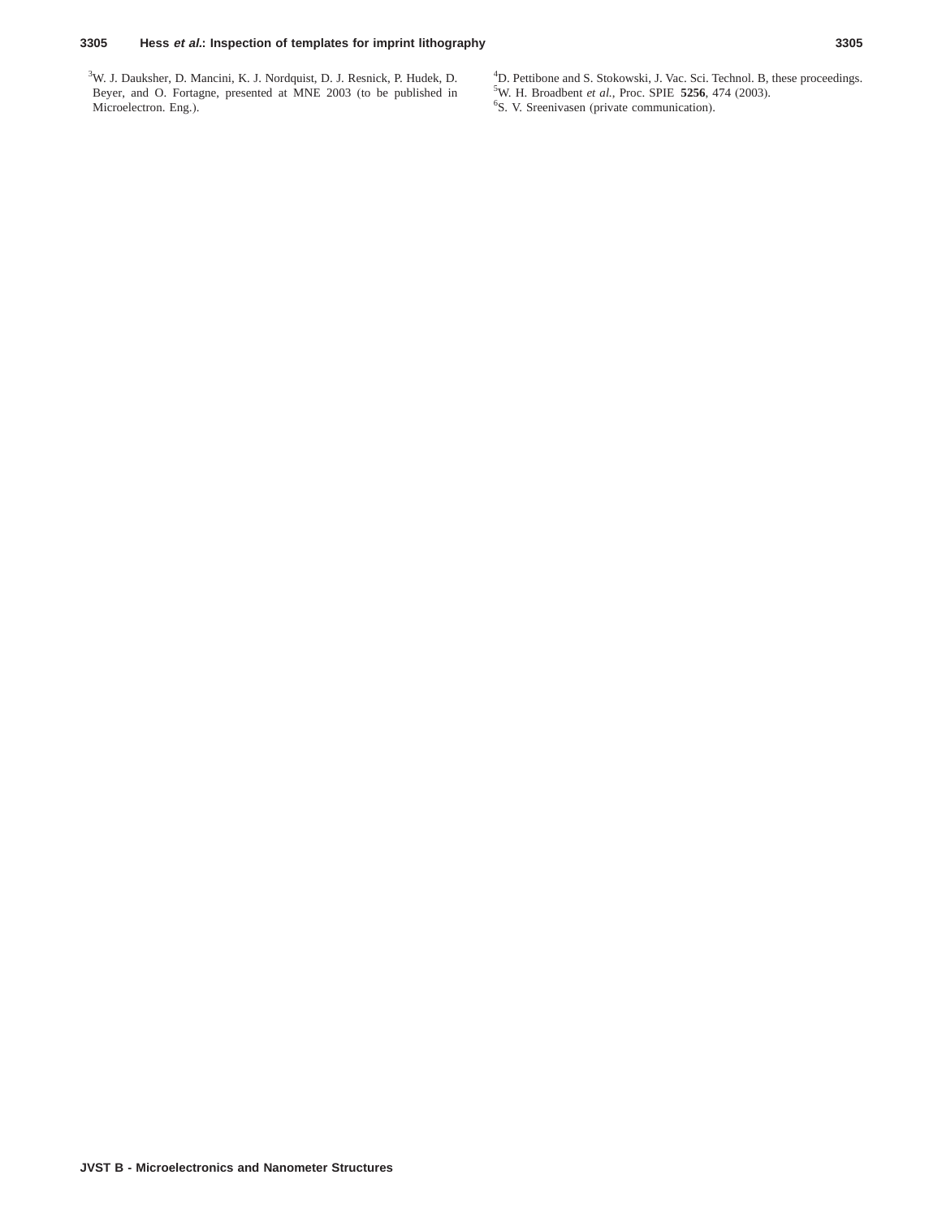[3]W. J. Dauksher, D. Mancini, K. J. Nordquist, D. J. Resnick, P. Hudek, D. Beyer, and O. Fortagne, presented at MNE 2003 (to be published in Microelectron. Eng.).

[4]D. Pettibone and S. Stokowski, J. Vac. Sci. Technol. B, these proceedings.

[5]W. H. Broadbent *et al.*, Proc. SPIE **5256**, 474 (2003).

[6]S. V. Sreenivasen (private communication).